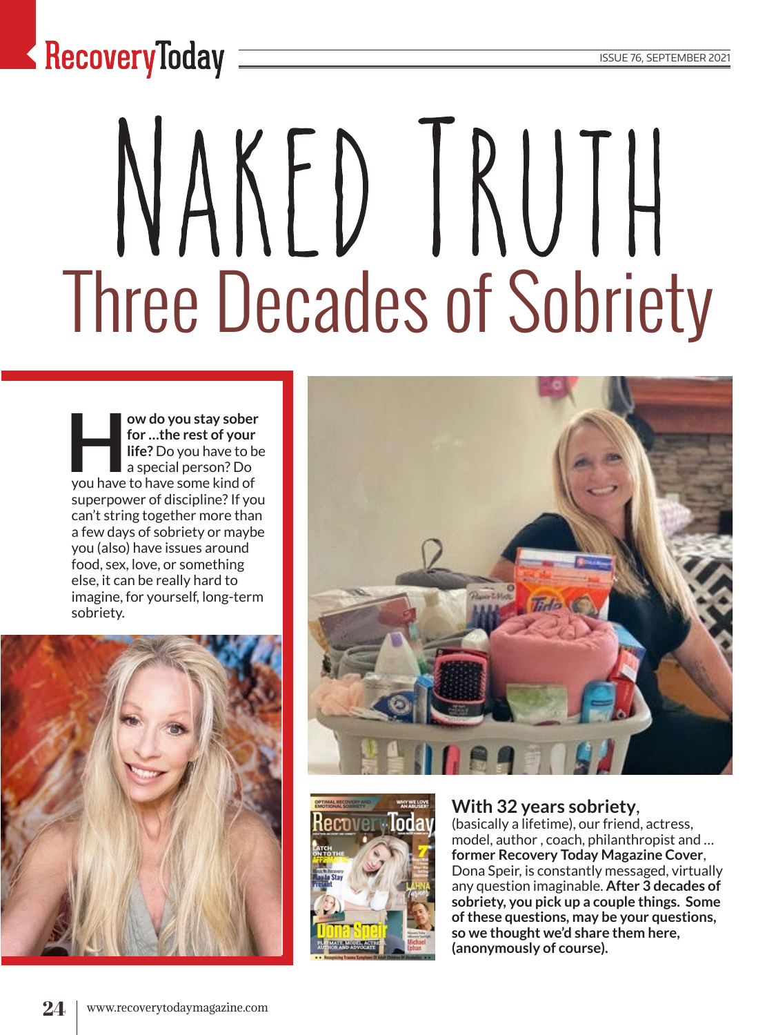# NAKED TRUTH

## Three Decades of Sobriety

**How do you stay sober for …the rest of your life?** Do you have to be a special person? Do you have to have some kind of superpower of discipline? If you can't string together more than a few days of sobriety or maybe you (also) have issues around food, sex, love, or something else, it can be really hard to imagine, for yourself, long-term sobriety.

### With 32 years sobriety,

(basically a lifetime), our friend, actress, model, author , coach, philanthropist and … **former Recovery Today Magazine Cover**, Dona Speir, is constantly messaged, virtually any question imaginable. **After 3 decades of sobriety, you pick up a couple things. Some of these questions, may be your questions, so we thought we'd share them here, (anonymously of course).**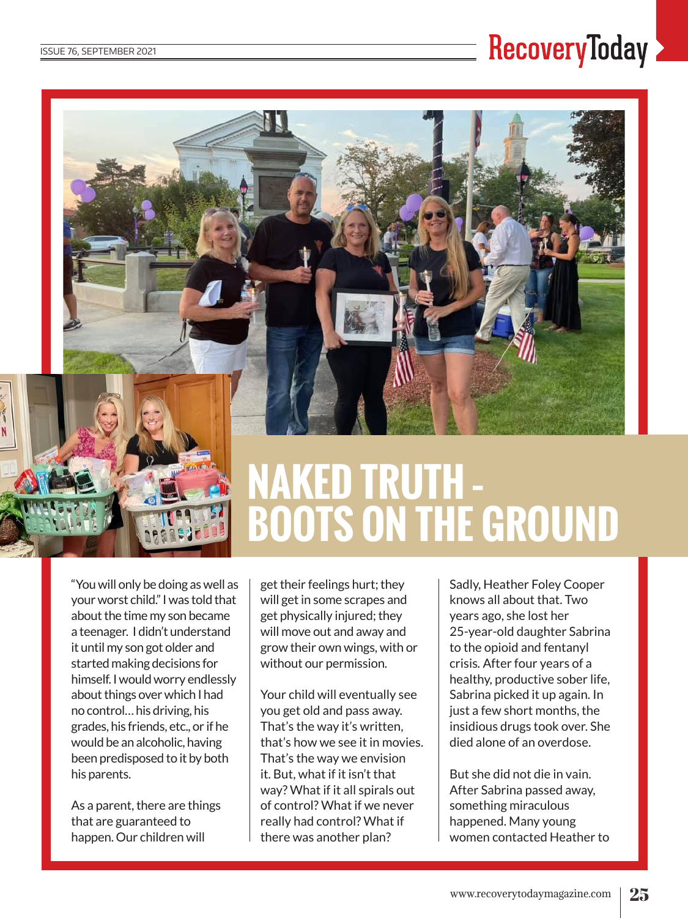# NAKED TRUTH - BOOTS ON THE GROUND

"You will only be doing as well as your worst child." I was told that about the time my son became a teenager. I didn't understand it until my son got older and started making decisions for himself. I would worry endlessly about things over which I had no control… his driving, his grades, his friends, etc., or if he would be an alcoholic, having been predisposed to it by both his parents.

As a parent, there are things that are guaranteed to happen. Our children will get their feelings hurt; they will get in some scrapes and get physically injured; they will move out and away and grow their own wings, with or without our permission.

Your child will eventually see you get old and pass away. That's the way it's written, that's how we see it in movies. That's the way we envision it. But, what if it isn't that way? What if it all spirals out of control? What if we never really had control? What if there was another plan?

Sadly, Heather Foley Cooper knows all about that. Two years ago, she lost her 25-year-old daughter Sabrina to the opioid and fentanyl crisis. After four years of a healthy, productive sober life, Sabrina picked it up again. In just a few short months, the insidious drugs took over. She died alone of an overdose.

But she did not die in vain. After Sabrina passed away, something miraculous happened. Many young women contacted Heather to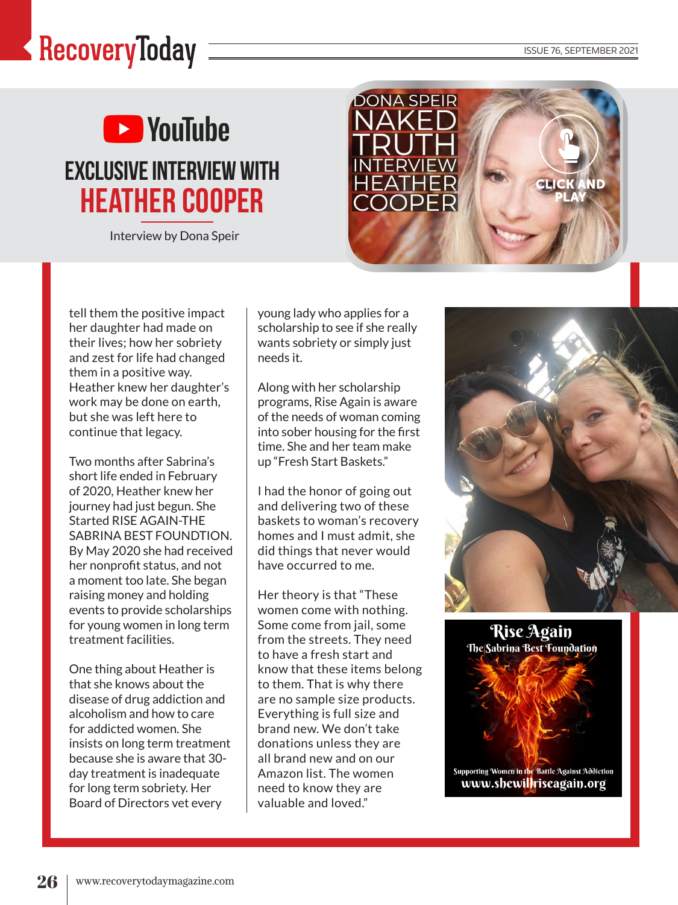## YouTube

# EXCLUSIVE INTERVIEW WITH HEATHER COOPER

Interview by Dona Speir

DONA SPEIR NAKED TRUTH INTERVIEW HEATHER COOPER

CLICK AND PLAY

tell them the positive impact her daughter had made on their lives; how her sobriety and zest for life had changed them in a positive way. Heather knew her daughter's work may be done on earth, but she was left here to continue that legacy.

Two months after Sabrina's short life ended in February of 2020, Heather knew her journey had just begun. She Started RISE AGAIN-THE SABRINA BEST FOUNDTION. By May 2020 she had received her nonprofit status, and not a moment too late. She began raising money and holding events to provide scholarships for young women in long term treatment facilities.

One thing about Heather is that she knows about the disease of drug addiction and alcoholism and how to care for addicted women. She insists on long term treatment because she is aware that 30-day treatment is inadequate for long term sobriety. Her Board of Directors vet every young lady who applies for a scholarship to see if she really wants sobriety or simply just needs it.

Along with her scholarship programs, Rise Again is aware of the needs of woman coming into sober housing for the first time. She and her team make up "Fresh Start Baskets."

I had the honor of going out and delivering two of these baskets to woman's recovery homes and I must admit, she did things that never would have occurred to me.

Her theory is that "These women come with nothing. Some come from jail, some from the streets. They need to have a fresh start and know that these items belong to them. That is why there are no sample size products. Everything is full size and brand new. We don't take donations unless they are all brand new and on our Amazon list. The women need to know they are valuable and loved."

Rise Again
The Sabrina Best Foundation
Supporting Women in the Battle Against Addiction
www.shewillriseagain.org